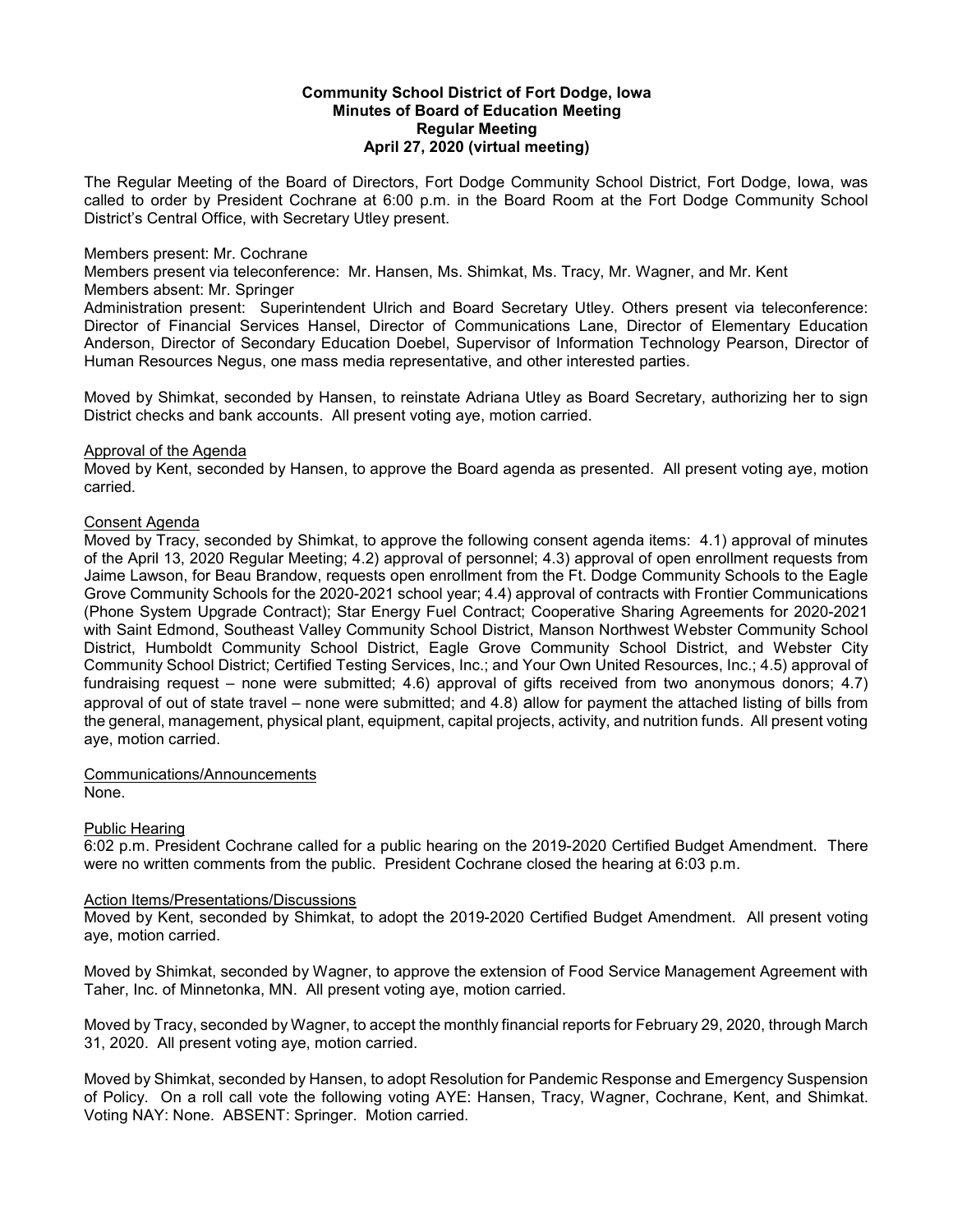**Community School District of Fort Dodge, Iowa**
**Minutes of Board of Education Meeting**
**Regular Meeting**
**April 27, 2020 (virtual meeting)**

The Regular Meeting of the Board of Directors, Fort Dodge Community School District, Fort Dodge, Iowa, was called to order by President Cochrane at 6:00 p.m. in the Board Room at the Fort Dodge Community School District's Central Office, with Secretary Utley present.

Members present: Mr. Cochrane
Members present via teleconference: Mr. Hansen, Ms. Shimkat, Ms. Tracy, Mr. Wagner, and Mr. Kent
Members absent: Mr. Springer
Administration present: Superintendent Ulrich and Board Secretary Utley. Others present via teleconference: Director of Financial Services Hansel, Director of Communications Lane, Director of Elementary Education Anderson, Director of Secondary Education Doebel, Supervisor of Information Technology Pearson, Director of Human Resources Negus, one mass media representative, and other interested parties.

Moved by Shimkat, seconded by Hansen, to reinstate Adriana Utley as Board Secretary, authorizing her to sign District checks and bank accounts. All present voting aye, motion carried.

Approval of the Agenda
Moved by Kent, seconded by Hansen, to approve the Board agenda as presented. All present voting aye, motion carried.

Consent Agenda
Moved by Tracy, seconded by Shimkat, to approve the following consent agenda items: 4.1) approval of minutes of the April 13, 2020 Regular Meeting; 4.2) approval of personnel; 4.3) approval of open enrollment requests from Jaime Lawson, for Beau Brandow, requests open enrollment from the Ft. Dodge Community Schools to the Eagle Grove Community Schools for the 2020-2021 school year; 4.4) approval of contracts with Frontier Communications (Phone System Upgrade Contract); Star Energy Fuel Contract; Cooperative Sharing Agreements for 2020-2021 with Saint Edmond, Southeast Valley Community School District, Manson Northwest Webster Community School District, Humboldt Community School District, Eagle Grove Community School District, and Webster City Community School District; Certified Testing Services, Inc.; and Your Own United Resources, Inc.; 4.5) approval of fundraising request – none were submitted; 4.6) approval of gifts received from two anonymous donors; 4.7) approval of out of state travel – none were submitted; and 4.8) allow for payment the attached listing of bills from the general, management, physical plant, equipment, capital projects, activity, and nutrition funds. All present voting aye, motion carried.

Communications/Announcements
None.

Public Hearing
6:02 p.m. President Cochrane called for a public hearing on the 2019-2020 Certified Budget Amendment. There were no written comments from the public. President Cochrane closed the hearing at 6:03 p.m.

Action Items/Presentations/Discussions
Moved by Kent, seconded by Shimkat, to adopt the 2019-2020 Certified Budget Amendment. All present voting aye, motion carried.

Moved by Shimkat, seconded by Wagner, to approve the extension of Food Service Management Agreement with Taher, Inc. of Minnetonka, MN. All present voting aye, motion carried.

Moved by Tracy, seconded by Wagner, to accept the monthly financial reports for February 29, 2020, through March 31, 2020. All present voting aye, motion carried.

Moved by Shimkat, seconded by Hansen, to adopt Resolution for Pandemic Response and Emergency Suspension of Policy. On a roll call vote the following voting AYE: Hansen, Tracy, Wagner, Cochrane, Kent, and Shimkat. Voting NAY: None. ABSENT: Springer. Motion carried.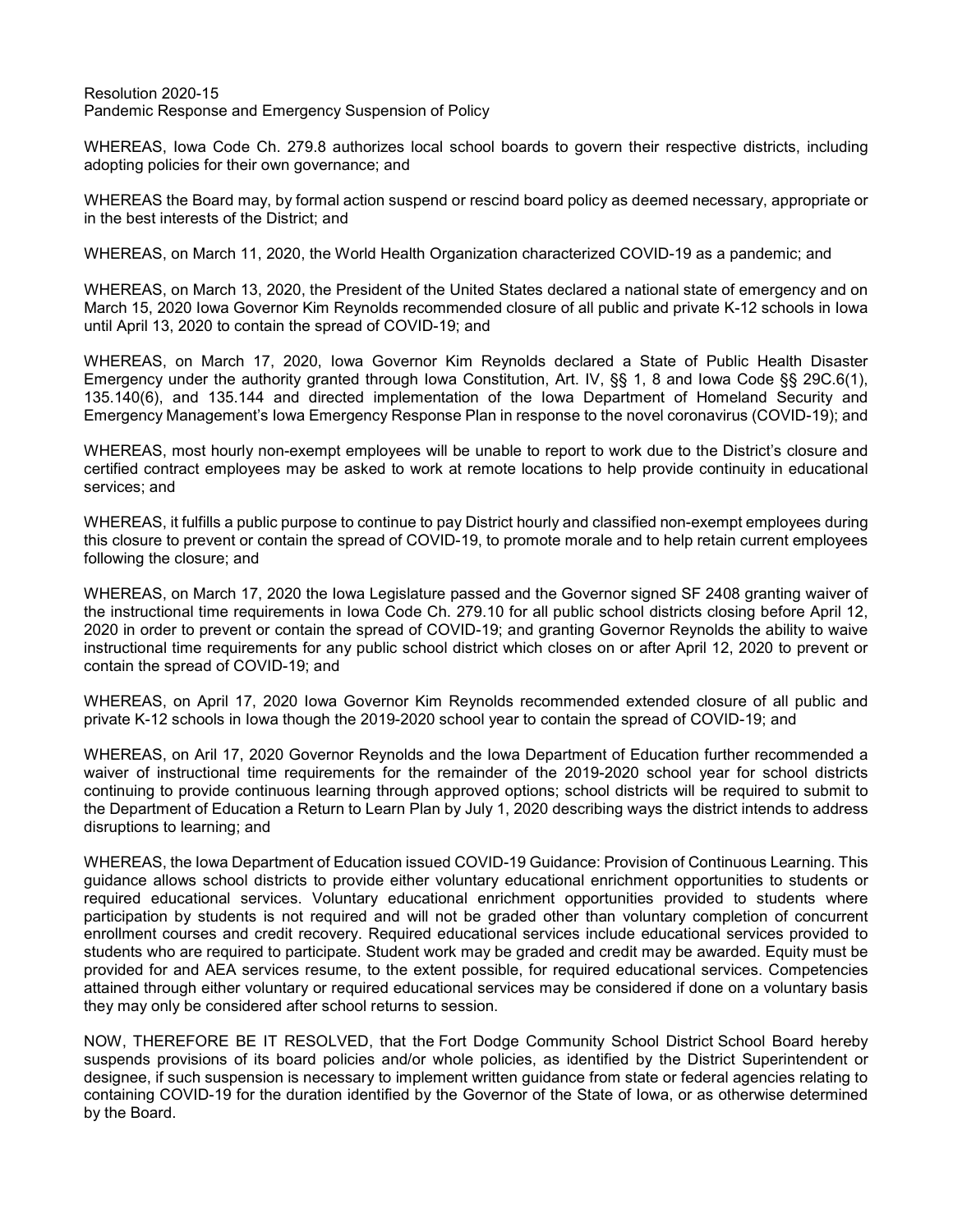Resolution 2020-15
Pandemic Response and Emergency Suspension of Policy

WHEREAS, Iowa Code Ch. 279.8 authorizes local school boards to govern their respective districts, including adopting policies for their own governance; and

WHEREAS the Board may, by formal action suspend or rescind board policy as deemed necessary, appropriate or in the best interests of the District; and

WHEREAS, on March 11, 2020, the World Health Organization characterized COVID-19 as a pandemic; and

WHEREAS, on March 13, 2020, the President of the United States declared a national state of emergency and on March 15, 2020 Iowa Governor Kim Reynolds recommended closure of all public and private K-12 schools in Iowa until April 13, 2020 to contain the spread of COVID-19; and

WHEREAS, on March 17, 2020, Iowa Governor Kim Reynolds declared a State of Public Health Disaster Emergency under the authority granted through Iowa Constitution, Art. IV, §§ 1, 8 and Iowa Code §§ 29C.6(1), 135.140(6), and 135.144 and directed implementation of the Iowa Department of Homeland Security and Emergency Management's Iowa Emergency Response Plan in response to the novel coronavirus (COVID-19); and

WHEREAS, most hourly non-exempt employees will be unable to report to work due to the District's closure and certified contract employees may be asked to work at remote locations to help provide continuity in educational services; and

WHEREAS, it fulfills a public purpose to continue to pay District hourly and classified non-exempt employees during this closure to prevent or contain the spread of COVID-19, to promote morale and to help retain current employees following the closure; and

WHEREAS, on March 17, 2020 the Iowa Legislature passed and the Governor signed SF 2408 granting waiver of the instructional time requirements in Iowa Code Ch. 279.10 for all public school districts closing before April 12, 2020 in order to prevent or contain the spread of COVID-19; and granting Governor Reynolds the ability to waive instructional time requirements for any public school district which closes on or after April 12, 2020 to prevent or contain the spread of COVID-19; and

WHEREAS, on April 17, 2020 Iowa Governor Kim Reynolds recommended extended closure of all public and private K-12 schools in Iowa though the 2019-2020 school year to contain the spread of COVID-19; and

WHEREAS, on Aril 17, 2020 Governor Reynolds and the Iowa Department of Education further recommended a waiver of instructional time requirements for the remainder of the 2019-2020 school year for school districts continuing to provide continuous learning through approved options; school districts will be required to submit to the Department of Education a Return to Learn Plan by July 1, 2020 describing ways the district intends to address disruptions to learning; and

WHEREAS, the Iowa Department of Education issued COVID-19 Guidance: Provision of Continuous Learning. This guidance allows school districts to provide either voluntary educational enrichment opportunities to students or required educational services. Voluntary educational enrichment opportunities provided to students where participation by students is not required and will not be graded other than voluntary completion of concurrent enrollment courses and credit recovery. Required educational services include educational services provided to students who are required to participate. Student work may be graded and credit may be awarded. Equity must be provided for and AEA services resume, to the extent possible, for required educational services. Competencies attained through either voluntary or required educational services may be considered if done on a voluntary basis they may only be considered after school returns to session.

NOW, THEREFORE BE IT RESOLVED, that the Fort Dodge Community School District School Board hereby suspends provisions of its board policies and/or whole policies, as identified by the District Superintendent or designee, if such suspension is necessary to implement written guidance from state or federal agencies relating to containing COVID-19 for the duration identified by the Governor of the State of Iowa, or as otherwise determined by the Board.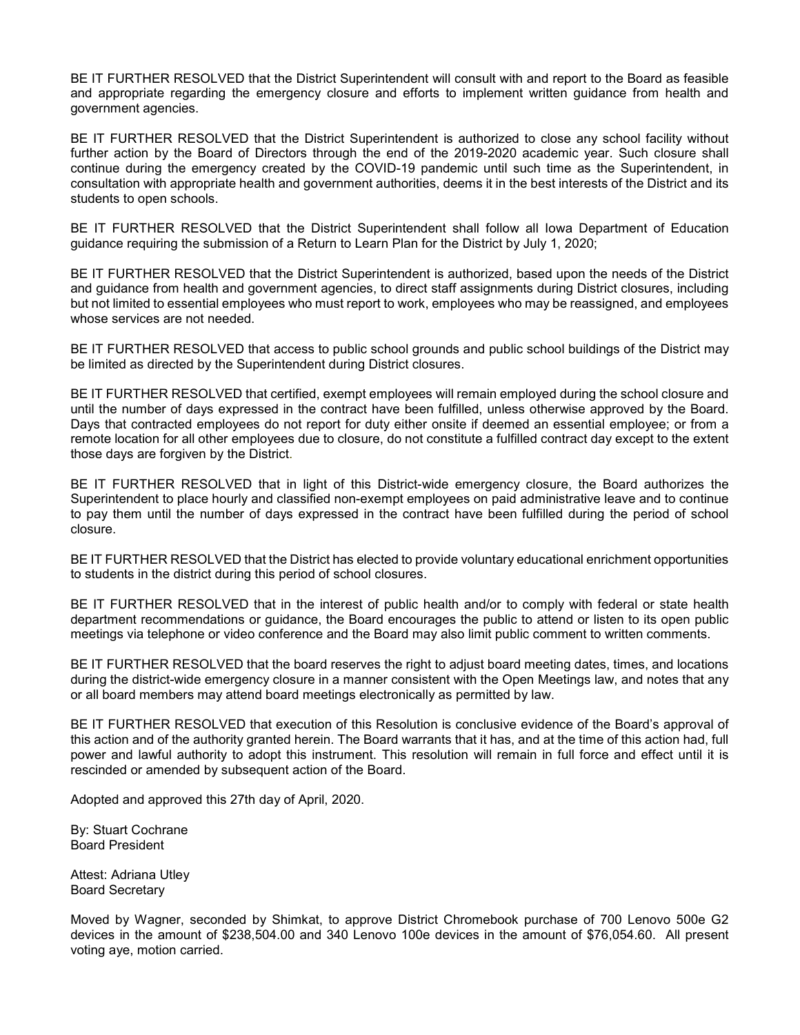BE IT FURTHER RESOLVED that the District Superintendent will consult with and report to the Board as feasible and appropriate regarding the emergency closure and efforts to implement written guidance from health and government agencies.

BE IT FURTHER RESOLVED that the District Superintendent is authorized to close any school facility without further action by the Board of Directors through the end of the 2019-2020 academic year. Such closure shall continue during the emergency created by the COVID-19 pandemic until such time as the Superintendent, in consultation with appropriate health and government authorities, deems it in the best interests of the District and its students to open schools.

BE IT FURTHER RESOLVED that the District Superintendent shall follow all Iowa Department of Education guidance requiring the submission of a Return to Learn Plan for the District by July 1, 2020;

BE IT FURTHER RESOLVED that the District Superintendent is authorized, based upon the needs of the District and guidance from health and government agencies, to direct staff assignments during District closures, including but not limited to essential employees who must report to work, employees who may be reassigned, and employees whose services are not needed.

BE IT FURTHER RESOLVED that access to public school grounds and public school buildings of the District may be limited as directed by the Superintendent during District closures.

BE IT FURTHER RESOLVED that certified, exempt employees will remain employed during the school closure and until the number of days expressed in the contract have been fulfilled, unless otherwise approved by the Board. Days that contracted employees do not report for duty either onsite if deemed an essential employee; or from a remote location for all other employees due to closure, do not constitute a fulfilled contract day except to the extent those days are forgiven by the District.

BE IT FURTHER RESOLVED that in light of this District-wide emergency closure, the Board authorizes the Superintendent to place hourly and classified non-exempt employees on paid administrative leave and to continue to pay them until the number of days expressed in the contract have been fulfilled during the period of school closure.

BE IT FURTHER RESOLVED that the District has elected to provide voluntary educational enrichment opportunities to students in the district during this period of school closures.

BE IT FURTHER RESOLVED that in the interest of public health and/or to comply with federal or state health department recommendations or guidance, the Board encourages the public to attend or listen to its open public meetings via telephone or video conference and the Board may also limit public comment to written comments.

BE IT FURTHER RESOLVED that the board reserves the right to adjust board meeting dates, times, and locations during the district-wide emergency closure in a manner consistent with the Open Meetings law, and notes that any or all board members may attend board meetings electronically as permitted by law.

BE IT FURTHER RESOLVED that execution of this Resolution is conclusive evidence of the Board's approval of this action and of the authority granted herein. The Board warrants that it has, and at the time of this action had, full power and lawful authority to adopt this instrument. This resolution will remain in full force and effect until it is rescinded or amended by subsequent action of the Board.

Adopted and approved this 27th day of April, 2020.

By: Stuart Cochrane
Board President

Attest: Adriana Utley
Board Secretary

Moved by Wagner, seconded by Shimkat, to approve District Chromebook purchase of 700 Lenovo 500e G2 devices in the amount of $238,504.00 and 340 Lenovo 100e devices in the amount of $76,054.60. All present voting aye, motion carried.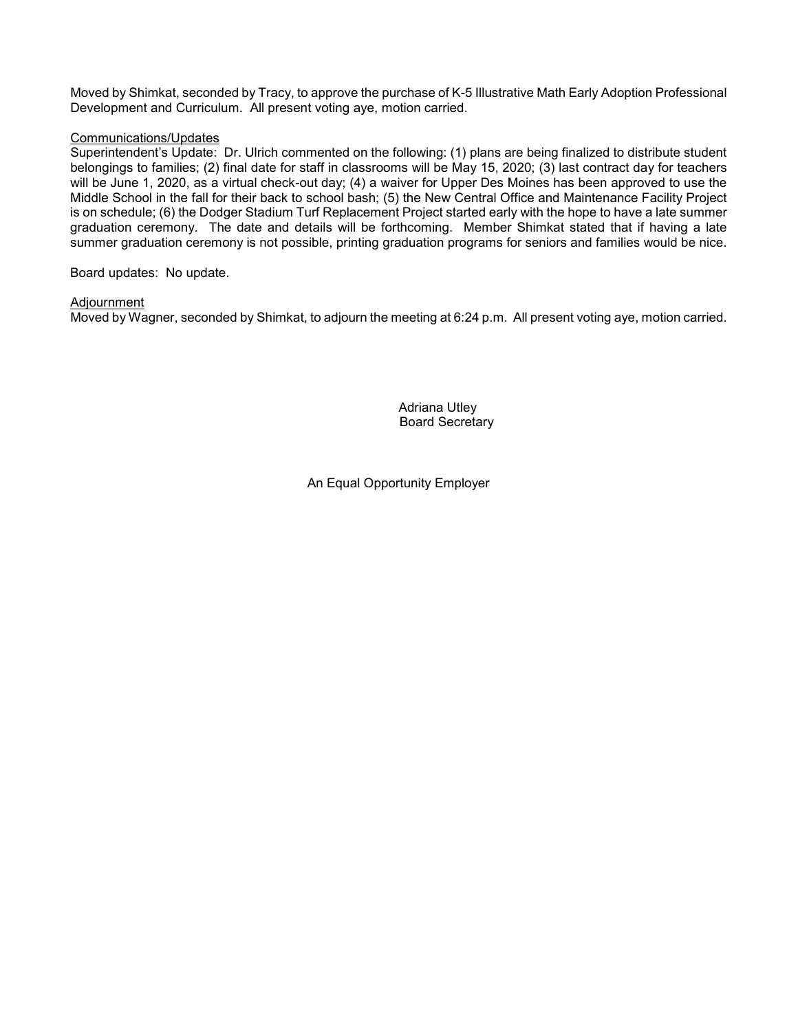Moved by Shimkat, seconded by Tracy, to approve the purchase of K-5 Illustrative Math Early Adoption Professional Development and Curriculum. All present voting aye, motion carried.

Communications/Updates

Superintendent's Update: Dr. Ulrich commented on the following: (1) plans are being finalized to distribute student belongings to families; (2) final date for staff in classrooms will be May 15, 2020; (3) last contract day for teachers will be June 1, 2020, as a virtual check-out day; (4) a waiver for Upper Des Moines has been approved to use the Middle School in the fall for their back to school bash; (5) the New Central Office and Maintenance Facility Project is on schedule; (6) the Dodger Stadium Turf Replacement Project started early with the hope to have a late summer graduation ceremony. The date and details will be forthcoming. Member Shimkat stated that if having a late summer graduation ceremony is not possible, printing graduation programs for seniors and families would be nice.

Board updates: No update.

Adjournment

Moved by Wagner, seconded by Shimkat, to adjourn the meeting at 6:24 p.m. All present voting aye, motion carried.

Adriana Utley
Board Secretary

An Equal Opportunity Employer